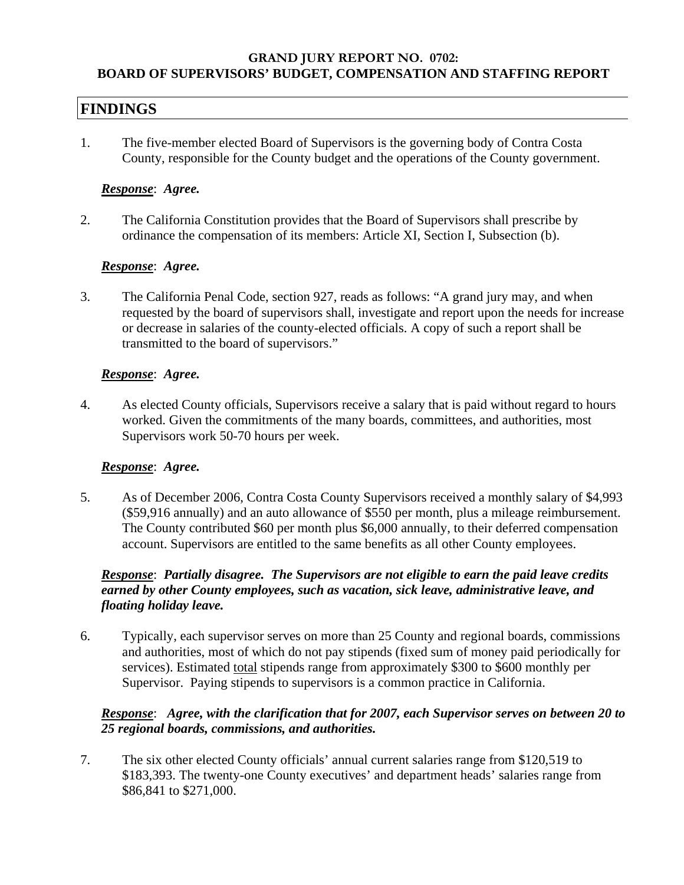**GRAND JURY REPORT NO. 0702:**
**BOARD OF SUPERVISORS' BUDGET, COMPENSATION AND STAFFING REPORT**

# FINDINGS

1. The five-member elected Board of Supervisors is the governing body of Contra Costa County, responsible for the County budget and the operations of the County government.

   ***Response*: Agree.**

2. The California Constitution provides that the Board of Supervisors shall prescribe by ordinance the compensation of its members: Article XI, Section I, Subsection (b).

   ***Response*: Agree.**

3. The California Penal Code, section 927, reads as follows: "A grand jury may, and when requested by the board of supervisors shall, investigate and report upon the needs for increase or decrease in salaries of the county-elected officials. A copy of such a report shall be transmitted to the board of supervisors."

   ***Response*: Agree.**

4. As elected County officials, Supervisors receive a salary that is paid without regard to hours worked. Given the commitments of the many boards, committees, and authorities, most Supervisors work 50-70 hours per week.

   ***Response*: Agree.**

5. As of December 2006, Contra Costa County Supervisors received a monthly salary of $4,993 ($59,916 annually) and an auto allowance of $550 per month, plus a mileage reimbursement. The County contributed $60 per month plus $6,000 annually, to their deferred compensation account. Supervisors are entitled to the same benefits as all other County employees.

   ***Response*: Partially disagree. The Supervisors are not eligible to earn the paid leave credits earned by other County employees, such as vacation, sick leave, administrative leave, and floating holiday leave.**

6. Typically, each supervisor serves on more than 25 County and regional boards, commissions and authorities, most of which do not pay stipends (fixed sum of money paid periodically for services). Estimated total stipends range from approximately $300 to $600 monthly per Supervisor. Paying stipends to supervisors is a common practice in California.

   ***Response*: Agree, with the clarification that for 2007, each Supervisor serves on between 20 to 25 regional boards, commissions, and authorities.**

7. The six other elected County officials' annual current salaries range from $120,519 to $183,393. The twenty-one County executives' and department heads' salaries range from $86,841 to $271,000.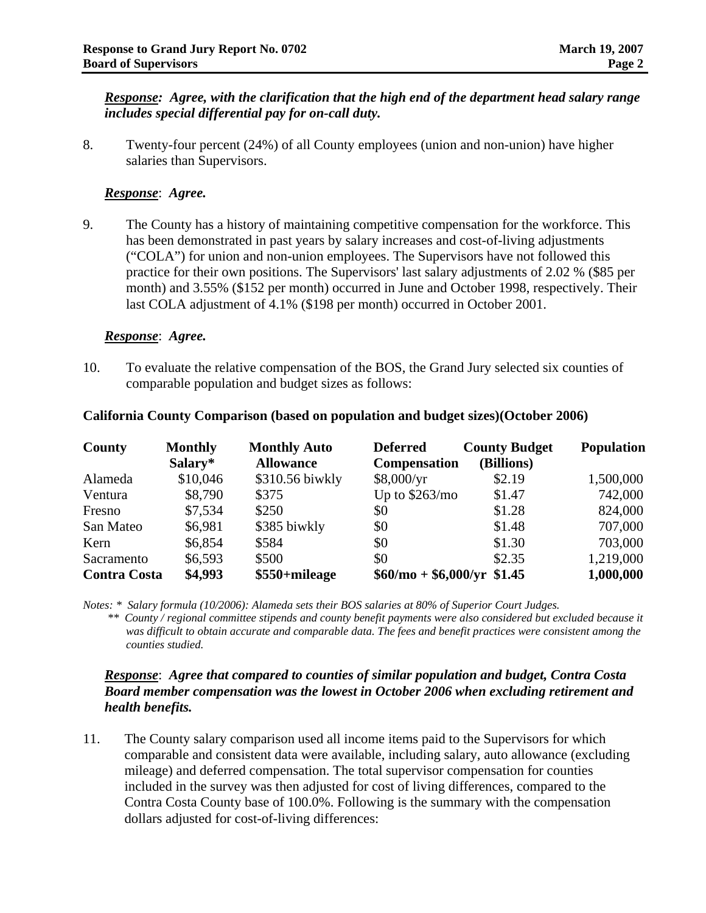***Response:*** ***Agree, with the clarification that the high end of the department head salary range includes special differential pay for on-call duty.***

8. Twenty-four percent (24%) of all County employees (union and non-union) have higher salaries than Supervisors.

   ***Response***: ***Agree.***

9. The County has a history of maintaining competitive compensation for the workforce. This has been demonstrated in past years by salary increases and cost-of-living adjustments ("COLA") for union and non-union employees. The Supervisors have not followed this practice for their own positions. The Supervisors' last salary adjustments of 2.02 % ($85 per month) and 3.55% ($152 per month) occurred in June and October 1998, respectively. Their last COLA adjustment of 4.1% ($198 per month) occurred in October 2001.

   ***Response***: ***Agree.***

10. To evaluate the relative compensation of the BOS, the Grand Jury selected six counties of comparable population and budget sizes as follows:

**California County Comparison (based on population and budget sizes)(October 2006)**

| County | Monthly Salary* | Monthly Auto Allowance | Deferred Compensation | County Budget (Billions) | Population |
|---|---|---|---|---|---|
| Alameda | $10,046 | $310.56 biwkly | $8,000/yr | $2.19 | 1,500,000 |
| Ventura | $8,790 | $375 | Up to $263/mo | $1.47 | 742,000 |
| Fresno | $7,534 | $250 | $0 | $1.28 | 824,000 |
| San Mateo | $6,981 | $385 biwkly | $0 | $1.48 | 707,000 |
| Kern | $6,854 | $584 | $0 | $1.30 | 703,000 |
| Sacramento | $6,593 | $500 | $0 | $2.35 | 1,219,000 |
| **Contra Costa** | **$4,993** | **$550+mileage** | **$60/mo + $6,000/yr** | **$1.45** | **1,000,000** |

*Notes: * Salary formula (10/2006): Alameda sets their BOS salaries at 80% of Superior Court Judges.*
*** County / regional committee stipends and county benefit payments were also considered but excluded because it was difficult to obtain accurate and comparable data. The fees and benefit practices were consistent among the counties studied.*

***Response***: ***Agree that compared to counties of similar population and budget, Contra Costa Board member compensation was the lowest in October 2006 when excluding retirement and health benefits.***

11. The County salary comparison used all income items paid to the Supervisors for which comparable and consistent data were available, including salary, auto allowance (excluding mileage) and deferred compensation. The total supervisor compensation for counties included in the survey was then adjusted for cost of living differences, compared to the Contra Costa County base of 100.0%. Following is the summary with the compensation dollars adjusted for cost-of-living differences: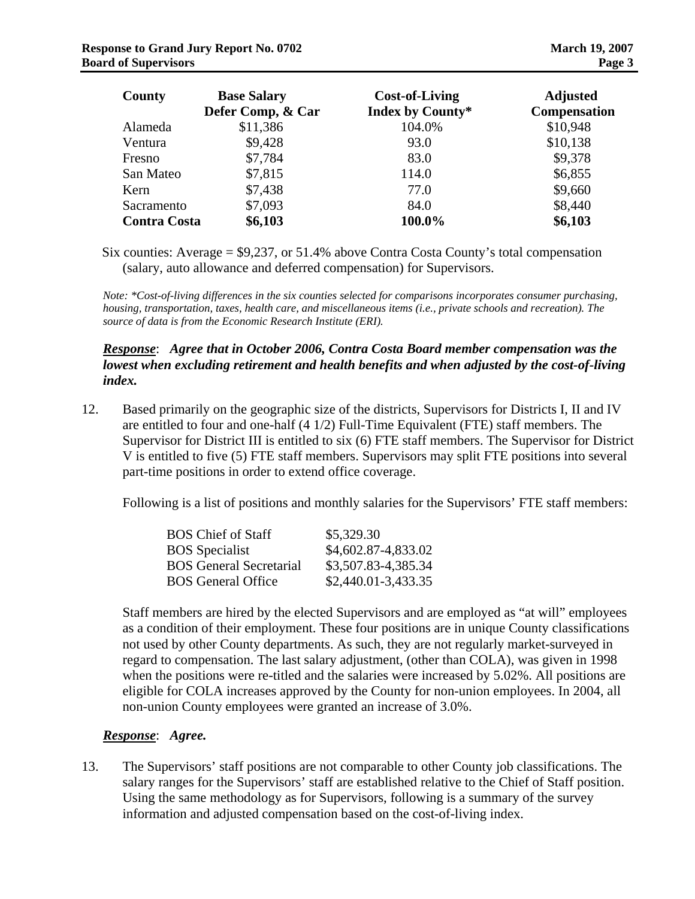| County | Base Salary Defer Comp, & Car | Cost-of-Living Index by County* | Adjusted Compensation |
|---|---|---|---|
| Alameda | $11,386 | 104.0% | $10,948 |
| Ventura | $9,428 | 93.0 | $10,138 |
| Fresno | $7,784 | 83.0 | $9,378 |
| San Mateo | $7,815 | 114.0 | $6,855 |
| Kern | $7,438 | 77.0 | $9,660 |
| Sacramento | $7,093 | 84.0 | $8,440 |
| **Contra Costa** | **$6,103** | **100.0%** | **$6,103** |

Six counties: Average = $9,237, or 51.4% above Contra Costa County's total compensation (salary, auto allowance and deferred compensation) for Supervisors.

*Note: *Cost-of-living differences in the six counties selected for comparisons incorporates consumer purchasing, housing, transportation, taxes, health care, and miscellaneous items (i.e., private schools and recreation). The source of data is from the Economic Research Institute (ERI).*

***Response***: ***Agree that in October 2006, Contra Costa Board member compensation was the lowest when excluding retirement and health benefits and when adjusted by the cost-of-living index.***

12. Based primarily on the geographic size of the districts, Supervisors for Districts I, II and IV are entitled to four and one-half (4 1/2) Full-Time Equivalent (FTE) staff members. The Supervisor for District III is entitled to six (6) FTE staff members. The Supervisor for District V is entitled to five (5) FTE staff members. Supervisors may split FTE positions into several part-time positions in order to extend office coverage.

    Following is a list of positions and monthly salaries for the Supervisors' FTE staff members:

    | Position | Monthly Salary |
    |---|---|
    | BOS Chief of Staff | $5,329.30 |
    | BOS Specialist | $4,602.87-4,833.02 |
    | BOS General Secretarial | $3,507.83-4,385.34 |
    | BOS General Office | $2,440.01-3,433.35 |

    Staff members are hired by the elected Supervisors and are employed as "at will" employees as a condition of their employment. These four positions are in unique County classifications not used by other County departments. As such, they are not regularly market-surveyed in regard to compensation. The last salary adjustment, (other than COLA), was given in 1998 when the positions were re-titled and the salaries were increased by 5.02%. All positions are eligible for COLA increases approved by the County for non-union employees. In 2004, all non-union County employees were granted an increase of 3.0%.

***Response***: ***Agree.***

13. The Supervisors' staff positions are not comparable to other County job classifications. The salary ranges for the Supervisors' staff are established relative to the Chief of Staff position. Using the same methodology as for Supervisors, following is a summary of the survey information and adjusted compensation based on the cost-of-living index.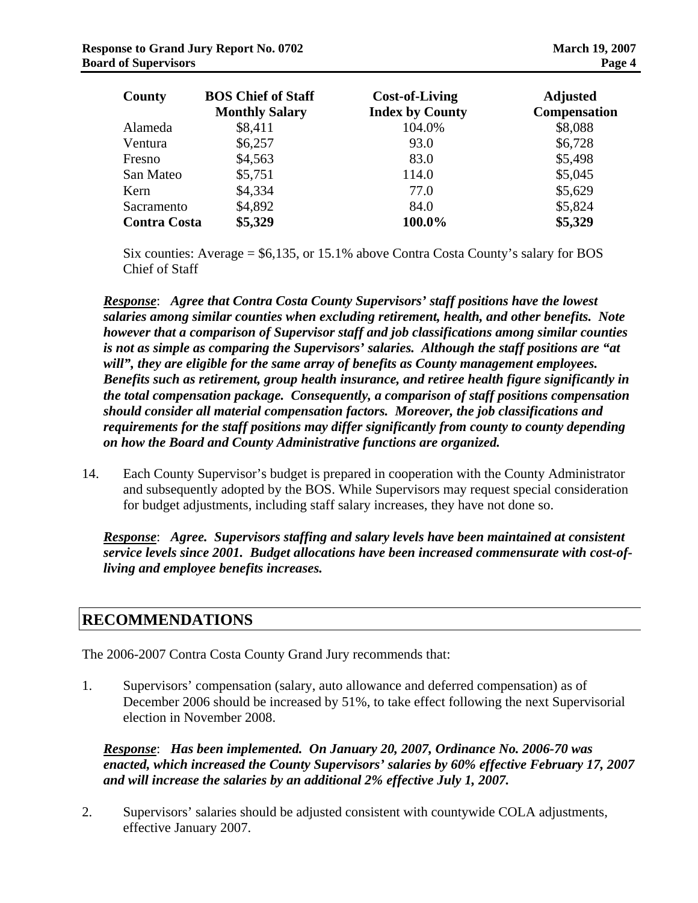| County | BOS Chief of Staff Monthly Salary | Cost-of-Living Index by County | Adjusted Compensation |
|---|---|---|---|
| Alameda | $8,411 | 104.0% | $8,088 |
| Ventura | $6,257 | 93.0 | $6,728 |
| Fresno | $4,563 | 83.0 | $5,498 |
| San Mateo | $5,751 | 114.0 | $5,045 |
| Kern | $4,334 | 77.0 | $5,629 |
| Sacramento | $4,892 | 84.0 | $5,824 |
| **Contra Costa** | **$5,329** | **100.0%** | **$5,329** |

Six counties: Average = $6,135, or 15.1% above Contra Costa County's salary for BOS Chief of Staff

***Response***: ***Agree that Contra Costa County Supervisors' staff positions have the lowest salaries among similar counties when excluding retirement, health, and other benefits. Note however that a comparison of Supervisor staff and job classifications among similar counties is not as simple as comparing the Supervisors' salaries. Although the staff positions are "at will", they are eligible for the same array of benefits as County management employees. Benefits such as retirement, group health insurance, and retiree health figure significantly in the total compensation package. Consequently, a comparison of staff positions compensation should consider all material compensation factors. Moreover, the job classifications and requirements for the staff positions may differ significantly from county to county depending on how the Board and County Administrative functions are organized.***

14. Each County Supervisor's budget is prepared in cooperation with the County Administrator and subsequently adopted by the BOS. While Supervisors may request special consideration for budget adjustments, including staff salary increases, they have not done so.

***Response***: ***Agree. Supervisors staffing and salary levels have been maintained at consistent service levels since 2001. Budget allocations have been increased commensurate with cost-of-living and employee benefits increases.***

## RECOMMENDATIONS

The 2006-2007 Contra Costa County Grand Jury recommends that:

1. Supervisors' compensation (salary, auto allowance and deferred compensation) as of December 2006 should be increased by 51%, to take effect following the next Supervisorial election in November 2008.

   ***Response***: ***Has been implemented. On January 20, 2007, Ordinance No. 2006-70 was enacted, which increased the County Supervisors' salaries by 60% effective February 17, 2007 and will increase the salaries by an additional 2% effective July 1, 2007.***

2. Supervisors' salaries should be adjusted consistent with countywide COLA adjustments, effective January 2007.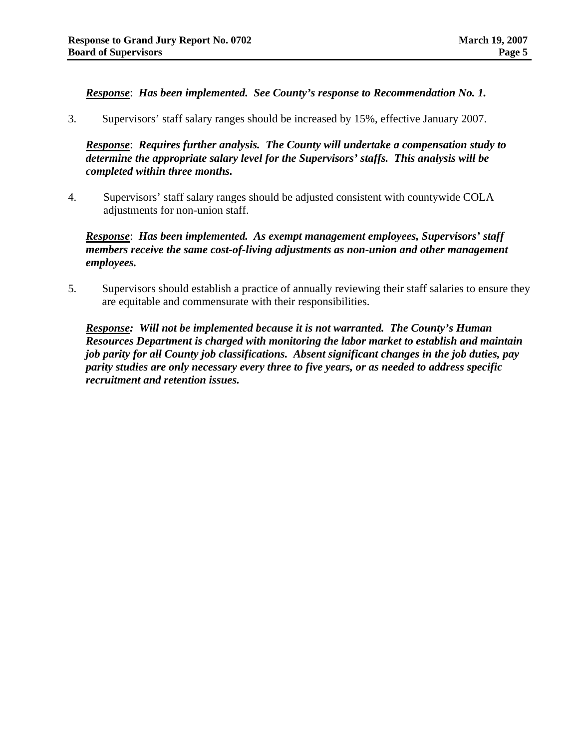***Response***: ***Has been implemented. See County's response to Recommendation No. 1.***

3. Supervisors' staff salary ranges should be increased by 15%, effective January 2007.

   ***Response***: ***Requires further analysis. The County will undertake a compensation study to determine the appropriate salary level for the Supervisors' staffs. This analysis will be completed within three months.***

4. Supervisors' staff salary ranges should be adjusted consistent with countywide COLA adjustments for non-union staff.

   ***Response***: ***Has been implemented. As exempt management employees, Supervisors' staff members receive the same cost-of-living adjustments as non-union and other management employees.***

5. Supervisors should establish a practice of annually reviewing their staff salaries to ensure they are equitable and commensurate with their responsibilities.

   ***Response: Will not be implemented because it is not warranted. The County's Human Resources Department is charged with monitoring the labor market to establish and maintain job parity for all County job classifications. Absent significant changes in the job duties, pay parity studies are only necessary every three to five years, or as needed to address specific recruitment and retention issues.***